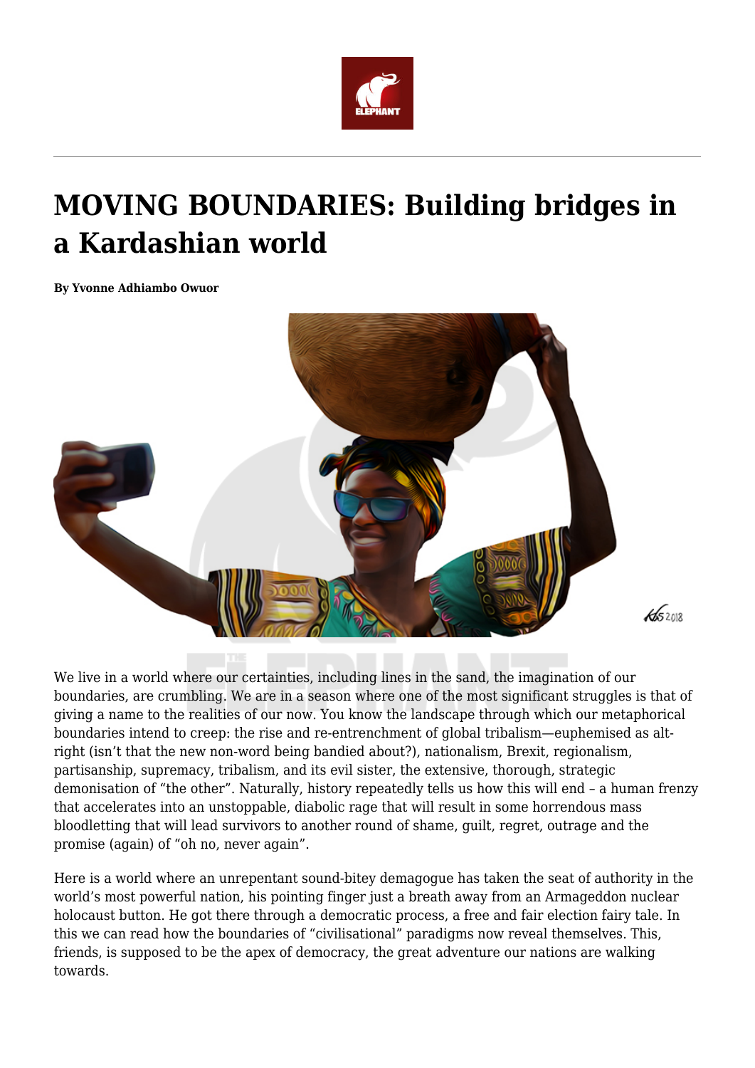# MOVING BOUNDARIES: Building bridges in a Kardashian world

**By Yvonne Adhiambo Owuor**

We live in a world where our certainties, including lines in the sand, the imagination of our boundaries, are crumbling. We are in a season where one of the most significant struggles is that of giving a name to the realities of our now. You know the landscape through which our metaphorical boundaries intend to creep: the rise and re-entrenchment of global tribalism—euphemised as alt-right (isn't that the new non-word being bandied about?), nationalism, Brexit, regionalism, partisanship, supremacy, tribalism, and its evil sister, the extensive, thorough, strategic demonisation of "the other". Naturally, history repeatedly tells us how this will end – a human frenzy that accelerates into an unstoppable, diabolic rage that will result in some horrendous mass bloodletting that will lead survivors to another round of shame, guilt, regret, outrage and the promise (again) of "oh no, never again".

Here is a world where an unrepentant sound-bitey demagogue has taken the seat of authority in the world's most powerful nation, his pointing finger just a breath away from an Armageddon nuclear holocaust button. He got there through a democratic process, a free and fair election fairy tale. In this we can read how the boundaries of "civilisational" paradigms now reveal themselves. This, friends, is supposed to be the apex of democracy, the great adventure our nations are walking towards.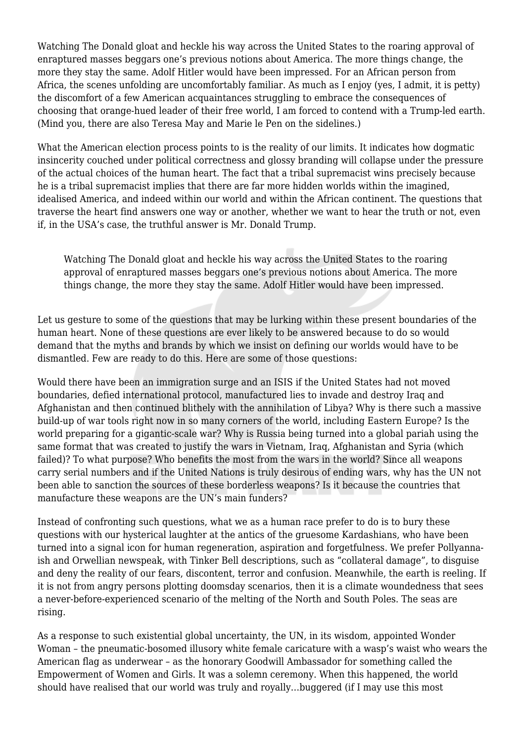Watching The Donald gloat and heckle his way across the United States to the roaring approval of enraptured masses beggars one's previous notions about America. The more things change, the more they stay the same. Adolf Hitler would have been impressed. For an African person from Africa, the scenes unfolding are uncomfortably familiar. As much as I enjoy (yes, I admit, it is petty) the discomfort of a few American acquaintances struggling to embrace the consequences of choosing that orange-hued leader of their free world, I am forced to contend with a Trump-led earth. (Mind you, there are also Teresa May and Marie le Pen on the sidelines.)

What the American election process points to is the reality of our limits. It indicates how dogmatic insincerity couched under political correctness and glossy branding will collapse under the pressure of the actual choices of the human heart. The fact that a tribal supremacist wins precisely because he is a tribal supremacist implies that there are far more hidden worlds within the imagined, idealised America, and indeed within our world and within the African continent. The questions that traverse the heart find answers one way or another, whether we want to hear the truth or not, even if, in the USA's case, the truthful answer is Mr. Donald Trump.

> Watching The Donald gloat and heckle his way across the United States to the roaring approval of enraptured masses beggars one's previous notions about America. The more things change, the more they stay the same. Adolf Hitler would have been impressed.

Let us gesture to some of the questions that may be lurking within these present boundaries of the human heart. None of these questions are ever likely to be answered because to do so would demand that the myths and brands by which we insist on defining our worlds would have to be dismantled. Few are ready to do this. Here are some of those questions:

Would there have been an immigration surge and an ISIS if the United States had not moved boundaries, defied international protocol, manufactured lies to invade and destroy Iraq and Afghanistan and then continued blithely with the annihilation of Libya? Why is there such a massive build-up of war tools right now in so many corners of the world, including Eastern Europe? Is the world preparing for a gigantic-scale war? Why is Russia being turned into a global pariah using the same format that was created to justify the wars in Vietnam, Iraq, Afghanistan and Syria (which failed)? To what purpose? Who benefits the most from the wars in the world? Since all weapons carry serial numbers and if the United Nations is truly desirous of ending wars, why has the UN not been able to sanction the sources of these borderless weapons? Is it because the countries that manufacture these weapons are the UN's main funders?

Instead of confronting such questions, what we as a human race prefer to do is to bury these questions with our hysterical laughter at the antics of the gruesome Kardashians, who have been turned into a signal icon for human regeneration, aspiration and forgetfulness. We prefer Pollyanna-ish and Orwellian newspeak, with Tinker Bell descriptions, such as "collateral damage", to disguise and deny the reality of our fears, discontent, terror and confusion. Meanwhile, the earth is reeling. If it is not from angry persons plotting doomsday scenarios, then it is a climate woundedness that sees a never-before-experienced scenario of the melting of the North and South Poles. The seas are rising.

As a response to such existential global uncertainty, the UN, in its wisdom, appointed Wonder Woman – the pneumatic-bosomed illusory white female caricature with a wasp's waist who wears the American flag as underwear – as the honorary Goodwill Ambassador for something called the Empowerment of Women and Girls. It was a solemn ceremony. When this happened, the world should have realised that our world was truly and royally...buggered (if I may use this most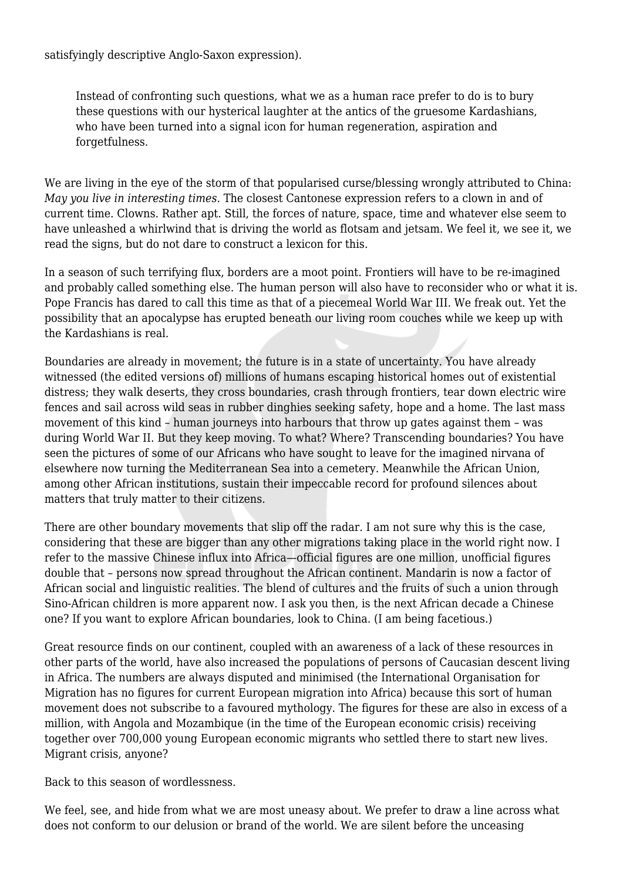satisfyingly descriptive Anglo-Saxon expression).

> Instead of confronting such questions, what we as a human race prefer to do is to bury these questions with our hysterical laughter at the antics of the gruesome Kardashians, who have been turned into a signal icon for human regeneration, aspiration and forgetfulness.

We are living in the eye of the storm of that popularised curse/blessing wrongly attributed to China: *May you live in interesting times*. The closest Cantonese expression refers to a clown in and of current time. Clowns. Rather apt. Still, the forces of nature, space, time and whatever else seem to have unleashed a whirlwind that is driving the world as flotsam and jetsam. We feel it, we see it, we read the signs, but do not dare to construct a lexicon for this.

In a season of such terrifying flux, borders are a moot point. Frontiers will have to be re-imagined and probably called something else. The human person will also have to reconsider who or what it is. Pope Francis has dared to call this time as that of a piecemeal World War III. We freak out. Yet the possibility that an apocalypse has erupted beneath our living room couches while we keep up with the Kardashians is real.

Boundaries are already in movement; the future is in a state of uncertainty. You have already witnessed (the edited versions of) millions of humans escaping historical homes out of existential distress; they walk deserts, they cross boundaries, crash through frontiers, tear down electric wire fences and sail across wild seas in rubber dinghies seeking safety, hope and a home. The last mass movement of this kind – human journeys into harbours that throw up gates against them – was during World War II. But they keep moving. To what? Where? Transcending boundaries? You have seen the pictures of some of our Africans who have sought to leave for the imagined nirvana of elsewhere now turning the Mediterranean Sea into a cemetery. Meanwhile the African Union, among other African institutions, sustain their impeccable record for profound silences about matters that truly matter to their citizens.

There are other boundary movements that slip off the radar. I am not sure why this is the case, considering that these are bigger than any other migrations taking place in the world right now. I refer to the massive Chinese influx into Africa—official figures are one million, unofficial figures double that – persons now spread throughout the African continent. Mandarin is now a factor of African social and linguistic realities. The blend of cultures and the fruits of such a union through Sino-African children is more apparent now. I ask you then, is the next African decade a Chinese one? If you want to explore African boundaries, look to China. (I am being facetious.)

Great resource finds on our continent, coupled with an awareness of a lack of these resources in other parts of the world, have also increased the populations of persons of Caucasian descent living in Africa. The numbers are always disputed and minimised (the International Organisation for Migration has no figures for current European migration into Africa) because this sort of human movement does not subscribe to a favoured mythology. The figures for these are also in excess of a million, with Angola and Mozambique (in the time of the European economic crisis) receiving together over 700,000 young European economic migrants who settled there to start new lives. Migrant crisis, anyone?

Back to this season of wordlessness.

We feel, see, and hide from what we are most uneasy about. We prefer to draw a line across what does not conform to our delusion or brand of the world. We are silent before the unceasing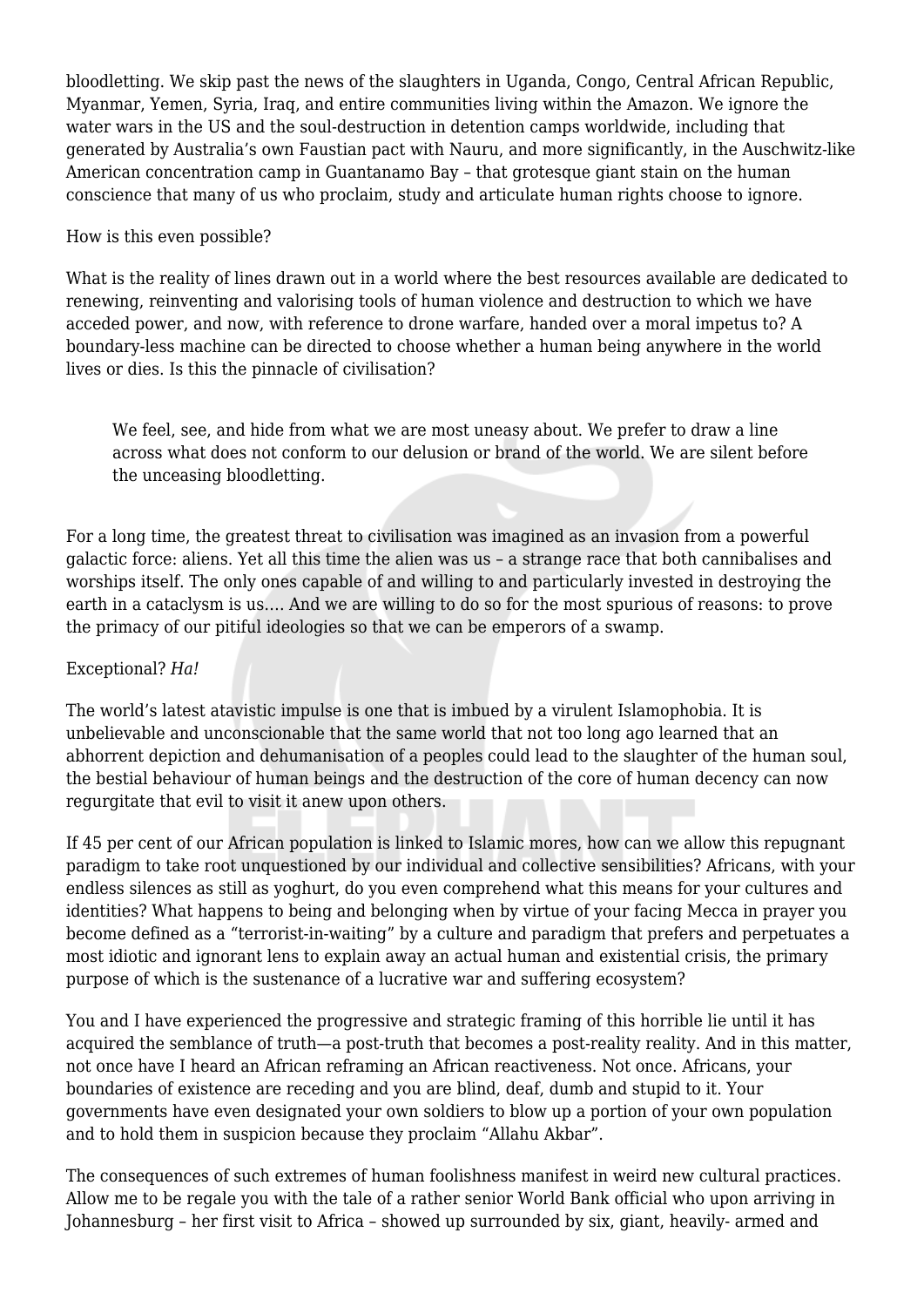bloodletting. We skip past the news of the slaughters in Uganda, Congo, Central African Republic, Myanmar, Yemen, Syria, Iraq, and entire communities living within the Amazon. We ignore the water wars in the US and the soul-destruction in detention camps worldwide, including that generated by Australia's own Faustian pact with Nauru, and more significantly, in the Auschwitz-like American concentration camp in Guantanamo Bay – that grotesque giant stain on the human conscience that many of us who proclaim, study and articulate human rights choose to ignore.

How is this even possible?

What is the reality of lines drawn out in a world where the best resources available are dedicated to renewing, reinventing and valorising tools of human violence and destruction to which we have acceded power, and now, with reference to drone warfare, handed over a moral impetus to? A boundary-less machine can be directed to choose whether a human being anywhere in the world lives or dies. Is this the pinnacle of civilisation?

> We feel, see, and hide from what we are most uneasy about. We prefer to draw a line across what does not conform to our delusion or brand of the world. We are silent before the unceasing bloodletting.

For a long time, the greatest threat to civilisation was imagined as an invasion from a powerful galactic force: aliens. Yet all this time the alien was us – a strange race that both cannibalises and worships itself. The only ones capable of and willing to and particularly invested in destroying the earth in a cataclysm is us…. And we are willing to do so for the most spurious of reasons: to prove the primacy of our pitiful ideologies so that we can be emperors of a swamp.

Exceptional? *Ha!*

The world's latest atavistic impulse is one that is imbued by a virulent Islamophobia. It is unbelievable and unconscionable that the same world that not too long ago learned that an abhorrent depiction and dehumanisation of a peoples could lead to the slaughter of the human soul, the bestial behaviour of human beings and the destruction of the core of human decency can now regurgitate that evil to visit it anew upon others.

If 45 per cent of our African population is linked to Islamic mores, how can we allow this repugnant paradigm to take root unquestioned by our individual and collective sensibilities? Africans, with your endless silences as still as yoghurt, do you even comprehend what this means for your cultures and identities? What happens to being and belonging when by virtue of your facing Mecca in prayer you become defined as a "terrorist-in-waiting" by a culture and paradigm that prefers and perpetuates a most idiotic and ignorant lens to explain away an actual human and existential crisis, the primary purpose of which is the sustenance of a lucrative war and suffering ecosystem?

You and I have experienced the progressive and strategic framing of this horrible lie until it has acquired the semblance of truth—a post-truth that becomes a post-reality reality. And in this matter, not once have I heard an African reframing an African reactiveness. Not once. Africans, your boundaries of existence are receding and you are blind, deaf, dumb and stupid to it. Your governments have even designated your own soldiers to blow up a portion of your own population and to hold them in suspicion because they proclaim "Allahu Akbar".

The consequences of such extremes of human foolishness manifest in weird new cultural practices. Allow me to be regale you with the tale of a rather senior World Bank official who upon arriving in Johannesburg – her first visit to Africa – showed up surrounded by six, giant, heavily- armed and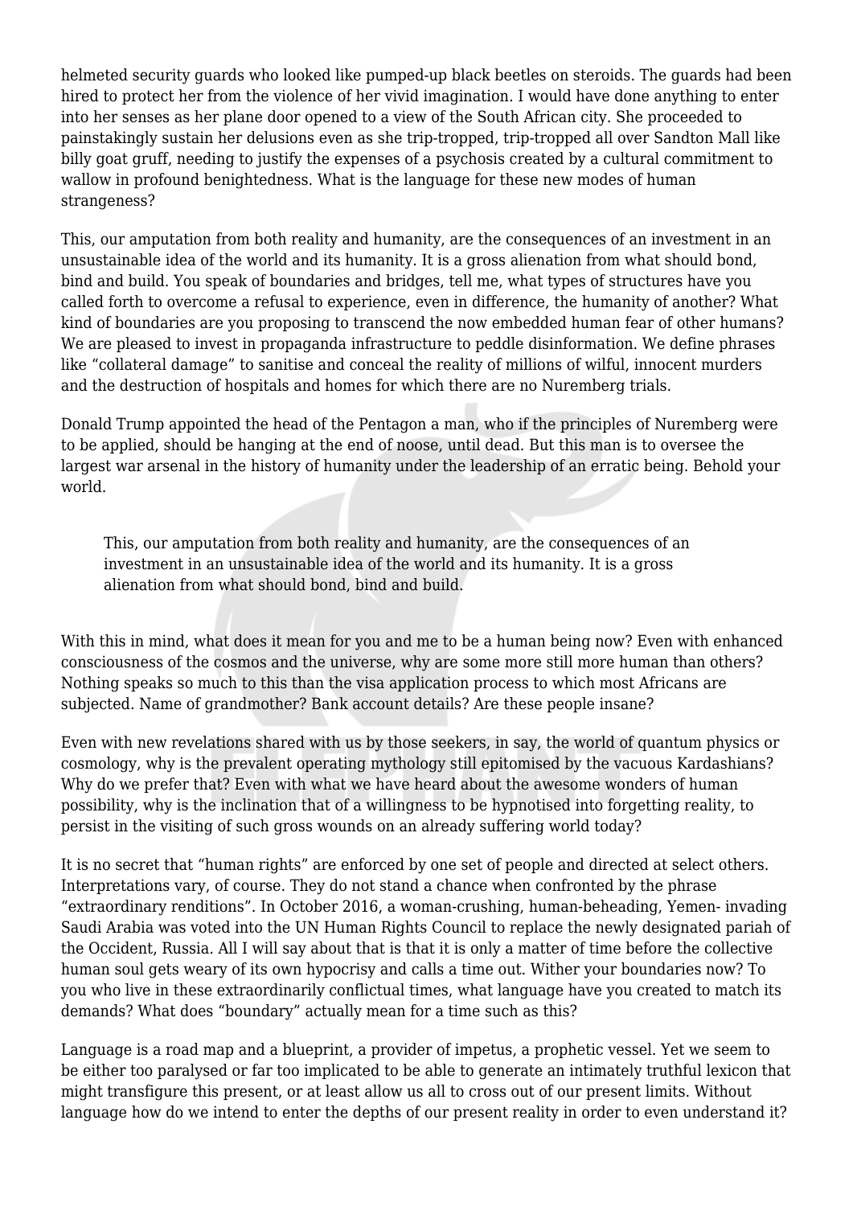helmeted security guards who looked like pumped-up black beetles on steroids. The guards had been hired to protect her from the violence of her vivid imagination. I would have done anything to enter into her senses as her plane door opened to a view of the South African city. She proceeded to painstakingly sustain her delusions even as she trip-tropped, trip-tropped all over Sandton Mall like billy goat gruff, needing to justify the expenses of a psychosis created by a cultural commitment to wallow in profound benightedness. What is the language for these new modes of human strangeness?

This, our amputation from both reality and humanity, are the consequences of an investment in an unsustainable idea of the world and its humanity. It is a gross alienation from what should bond, bind and build. You speak of boundaries and bridges, tell me, what types of structures have you called forth to overcome a refusal to experience, even in difference, the humanity of another? What kind of boundaries are you proposing to transcend the now embedded human fear of other humans? We are pleased to invest in propaganda infrastructure to peddle disinformation. We define phrases like "collateral damage" to sanitise and conceal the reality of millions of wilful, innocent murders and the destruction of hospitals and homes for which there are no Nuremberg trials.

Donald Trump appointed the head of the Pentagon a man, who if the principles of Nuremberg were to be applied, should be hanging at the end of noose, until dead. But this man is to oversee the largest war arsenal in the history of humanity under the leadership of an erratic being. Behold your world.

> This, our amputation from both reality and humanity, are the consequences of an investment in an unsustainable idea of the world and its humanity. It is a gross alienation from what should bond, bind and build.

With this in mind, what does it mean for you and me to be a human being now? Even with enhanced consciousness of the cosmos and the universe, why are some more still more human than others? Nothing speaks so much to this than the visa application process to which most Africans are subjected. Name of grandmother? Bank account details? Are these people insane?

Even with new revelations shared with us by those seekers, in say, the world of quantum physics or cosmology, why is the prevalent operating mythology still epitomised by the vacuous Kardashians? Why do we prefer that? Even with what we have heard about the awesome wonders of human possibility, why is the inclination that of a willingness to be hypnotised into forgetting reality, to persist in the visiting of such gross wounds on an already suffering world today?

It is no secret that "human rights" are enforced by one set of people and directed at select others. Interpretations vary, of course. They do not stand a chance when confronted by the phrase "extraordinary renditions". In October 2016, a woman-crushing, human-beheading, Yemen- invading Saudi Arabia was voted into the UN Human Rights Council to replace the newly designated pariah of the Occident, Russia. All I will say about that is that it is only a matter of time before the collective human soul gets weary of its own hypocrisy and calls a time out. Wither your boundaries now? To you who live in these extraordinarily conflictual times, what language have you created to match its demands? What does "boundary" actually mean for a time such as this?

Language is a road map and a blueprint, a provider of impetus, a prophetic vessel. Yet we seem to be either too paralysed or far too implicated to be able to generate an intimately truthful lexicon that might transfigure this present, or at least allow us all to cross out of our present limits. Without language how do we intend to enter the depths of our present reality in order to even understand it?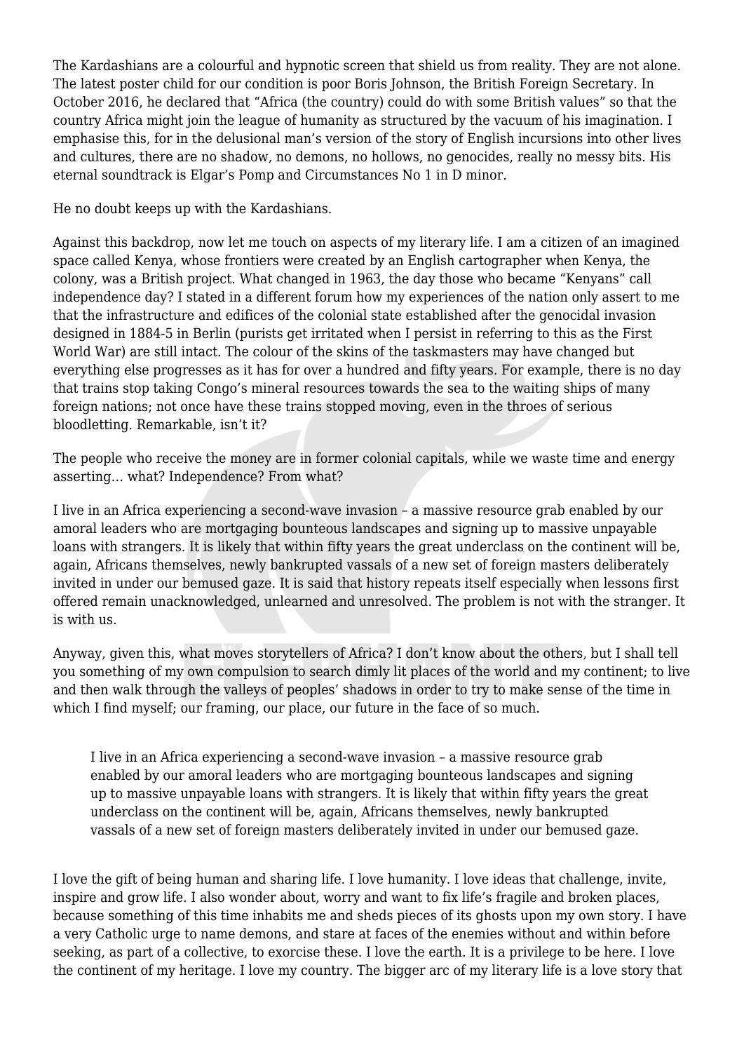The Kardashians are a colourful and hypnotic screen that shield us from reality. They are not alone. The latest poster child for our condition is poor Boris Johnson, the British Foreign Secretary. In October 2016, he declared that "Africa (the country) could do with some British values" so that the country Africa might join the league of humanity as structured by the vacuum of his imagination. I emphasise this, for in the delusional man's version of the story of English incursions into other lives and cultures, there are no shadow, no demons, no hollows, no genocides, really no messy bits. His eternal soundtrack is Elgar's Pomp and Circumstances No 1 in D minor.

He no doubt keeps up with the Kardashians.

Against this backdrop, now let me touch on aspects of my literary life. I am a citizen of an imagined space called Kenya, whose frontiers were created by an English cartographer when Kenya, the colony, was a British project. What changed in 1963, the day those who became "Kenyans" call independence day? I stated in a different forum how my experiences of the nation only assert to me that the infrastructure and edifices of the colonial state established after the genocidal invasion designed in 1884-5 in Berlin (purists get irritated when I persist in referring to this as the First World War) are still intact. The colour of the skins of the taskmasters may have changed but everything else progresses as it has for over a hundred and fifty years. For example, there is no day that trains stop taking Congo's mineral resources towards the sea to the waiting ships of many foreign nations; not once have these trains stopped moving, even in the throes of serious bloodletting. Remarkable, isn't it?

The people who receive the money are in former colonial capitals, while we waste time and energy asserting… what? Independence? From what?

I live in an Africa experiencing a second-wave invasion – a massive resource grab enabled by our amoral leaders who are mortgaging bounteous landscapes and signing up to massive unpayable loans with strangers. It is likely that within fifty years the great underclass on the continent will be, again, Africans themselves, newly bankrupted vassals of a new set of foreign masters deliberately invited in under our bemused gaze. It is said that history repeats itself especially when lessons first offered remain unacknowledged, unlearned and unresolved. The problem is not with the stranger. It is with us.

Anyway, given this, what moves storytellers of Africa? I don't know about the others, but I shall tell you something of my own compulsion to search dimly lit places of the world and my continent; to live and then walk through the valleys of peoples' shadows in order to try to make sense of the time in which I find myself; our framing, our place, our future in the face of so much.

> I live in an Africa experiencing a second-wave invasion – a massive resource grab enabled by our amoral leaders who are mortgaging bounteous landscapes and signing up to massive unpayable loans with strangers. It is likely that within fifty years the great underclass on the continent will be, again, Africans themselves, newly bankrupted vassals of a new set of foreign masters deliberately invited in under our bemused gaze.

I love the gift of being human and sharing life. I love humanity. I love ideas that challenge, invite, inspire and grow life. I also wonder about, worry and want to fix life's fragile and broken places, because something of this time inhabits me and sheds pieces of its ghosts upon my own story. I have a very Catholic urge to name demons, and stare at faces of the enemies without and within before seeking, as part of a collective, to exorcise these. I love the earth. It is a privilege to be here. I love the continent of my heritage. I love my country. The bigger arc of my literary life is a love story that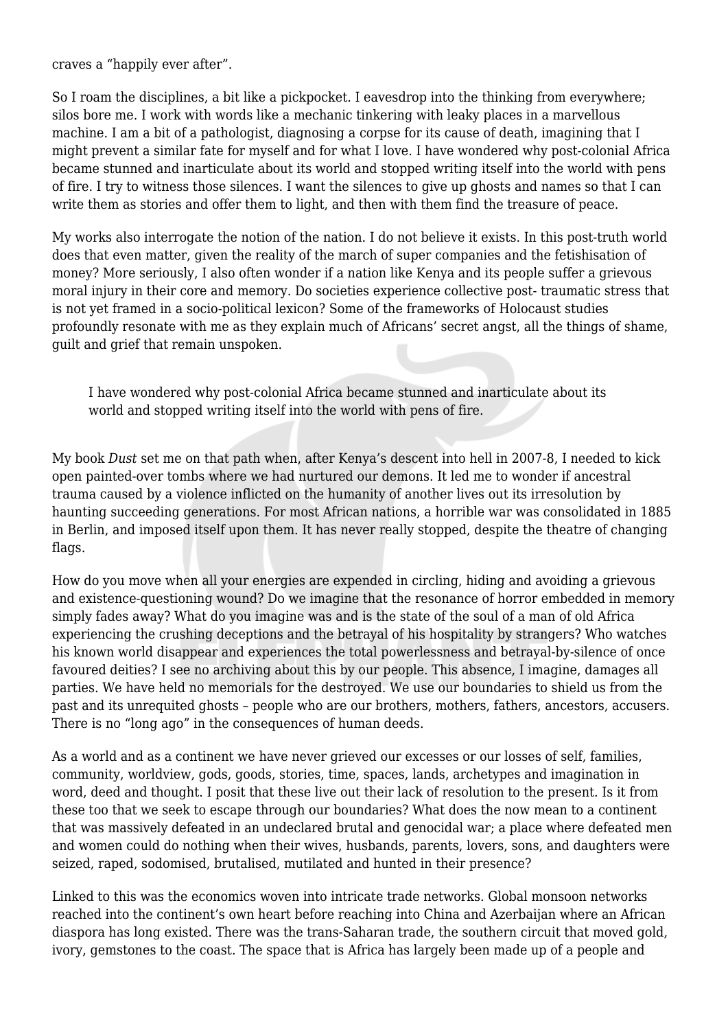craves a "happily ever after".

So I roam the disciplines, a bit like a pickpocket. I eavesdrop into the thinking from everywhere; silos bore me. I work with words like a mechanic tinkering with leaky places in a marvellous machine. I am a bit of a pathologist, diagnosing a corpse for its cause of death, imagining that I might prevent a similar fate for myself and for what I love. I have wondered why post-colonial Africa became stunned and inarticulate about its world and stopped writing itself into the world with pens of fire. I try to witness those silences. I want the silences to give up ghosts and names so that I can write them as stories and offer them to light, and then with them find the treasure of peace.

My works also interrogate the notion of the nation. I do not believe it exists. In this post-truth world does that even matter, given the reality of the march of super companies and the fetishisation of money? More seriously, I also often wonder if a nation like Kenya and its people suffer a grievous moral injury in their core and memory. Do societies experience collective post- traumatic stress that is not yet framed in a socio-political lexicon? Some of the frameworks of Holocaust studies profoundly resonate with me as they explain much of Africans' secret angst, all the things of shame, guilt and grief that remain unspoken.

> I have wondered why post-colonial Africa became stunned and inarticulate about its world and stopped writing itself into the world with pens of fire.

My book *Dust* set me on that path when, after Kenya's descent into hell in 2007-8, I needed to kick open painted-over tombs where we had nurtured our demons. It led me to wonder if ancestral trauma caused by a violence inflicted on the humanity of another lives out its irresolution by haunting succeeding generations. For most African nations, a horrible war was consolidated in 1885 in Berlin, and imposed itself upon them. It has never really stopped, despite the theatre of changing flags.

How do you move when all your energies are expended in circling, hiding and avoiding a grievous and existence-questioning wound? Do we imagine that the resonance of horror embedded in memory simply fades away? What do you imagine was and is the state of the soul of a man of old Africa experiencing the crushing deceptions and the betrayal of his hospitality by strangers? Who watches his known world disappear and experiences the total powerlessness and betrayal-by-silence of once favoured deities? I see no archiving about this by our people. This absence, I imagine, damages all parties. We have held no memorials for the destroyed. We use our boundaries to shield us from the past and its unrequited ghosts – people who are our brothers, mothers, fathers, ancestors, accusers. There is no "long ago" in the consequences of human deeds.

As a world and as a continent we have never grieved our excesses or our losses of self, families, community, worldview, gods, goods, stories, time, spaces, lands, archetypes and imagination in word, deed and thought. I posit that these live out their lack of resolution to the present. Is it from these too that we seek to escape through our boundaries? What does the now mean to a continent that was massively defeated in an undeclared brutal and genocidal war; a place where defeated men and women could do nothing when their wives, husbands, parents, lovers, sons, and daughters were seized, raped, sodomised, brutalised, mutilated and hunted in their presence?

Linked to this was the economics woven into intricate trade networks. Global monsoon networks reached into the continent's own heart before reaching into China and Azerbaijan where an African diaspora has long existed. There was the trans-Saharan trade, the southern circuit that moved gold, ivory, gemstones to the coast. The space that is Africa has largely been made up of a people and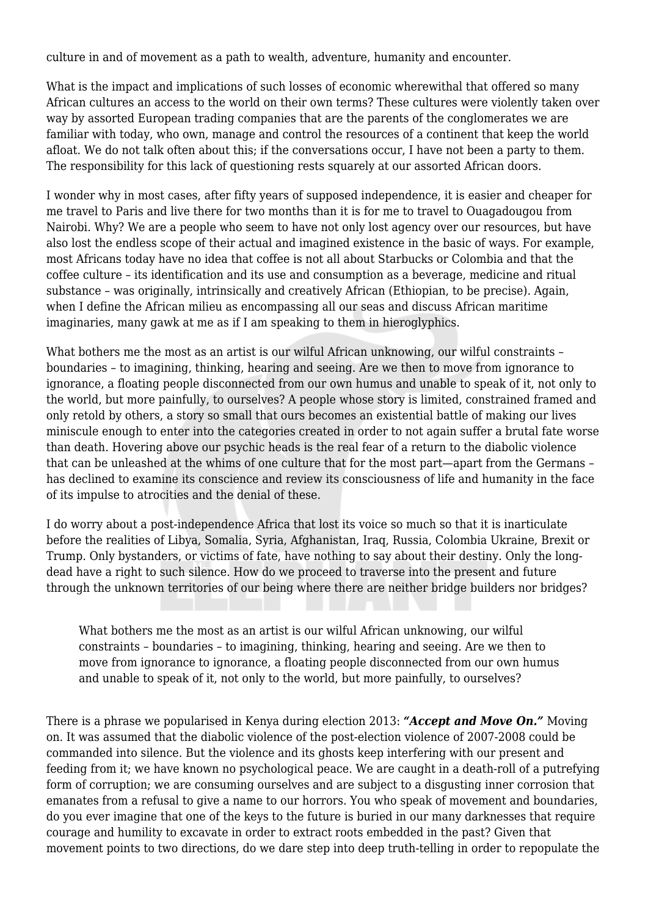culture in and of movement as a path to wealth, adventure, humanity and encounter.

What is the impact and implications of such losses of economic wherewithal that offered so many African cultures an access to the world on their own terms? These cultures were violently taken over way by assorted European trading companies that are the parents of the conglomerates we are familiar with today, who own, manage and control the resources of a continent that keep the world afloat. We do not talk often about this; if the conversations occur, I have not been a party to them. The responsibility for this lack of questioning rests squarely at our assorted African doors.

I wonder why in most cases, after fifty years of supposed independence, it is easier and cheaper for me travel to Paris and live there for two months than it is for me to travel to Ouagadougou from Nairobi. Why? We are a people who seem to have not only lost agency over our resources, but have also lost the endless scope of their actual and imagined existence in the basic of ways. For example, most Africans today have no idea that coffee is not all about Starbucks or Colombia and that the coffee culture – its identification and its use and consumption as a beverage, medicine and ritual substance – was originally, intrinsically and creatively African (Ethiopian, to be precise). Again, when I define the African milieu as encompassing all our seas and discuss African maritime imaginaries, many gawk at me as if I am speaking to them in hieroglyphics.

What bothers me the most as an artist is our wilful African unknowing, our wilful constraints – boundaries – to imagining, thinking, hearing and seeing. Are we then to move from ignorance to ignorance, a floating people disconnected from our own humus and unable to speak of it, not only to the world, but more painfully, to ourselves? A people whose story is limited, constrained framed and only retold by others, a story so small that ours becomes an existential battle of making our lives miniscule enough to enter into the categories created in order to not again suffer a brutal fate worse than death. Hovering above our psychic heads is the real fear of a return to the diabolic violence that can be unleashed at the whims of one culture that for the most part—apart from the Germans – has declined to examine its conscience and review its consciousness of life and humanity in the face of its impulse to atrocities and the denial of these.

I do worry about a post-independence Africa that lost its voice so much so that it is inarticulate before the realities of Libya, Somalia, Syria, Afghanistan, Iraq, Russia, Colombia Ukraine, Brexit or Trump. Only bystanders, or victims of fate, have nothing to say about their destiny. Only the long-dead have a right to such silence. How do we proceed to traverse into the present and future through the unknown territories of our being where there are neither bridge builders nor bridges?

> What bothers me the most as an artist is our wilful African unknowing, our wilful constraints – boundaries – to imagining, thinking, hearing and seeing. Are we then to move from ignorance to ignorance, a floating people disconnected from our own humus and unable to speak of it, not only to the world, but more painfully, to ourselves?

There is a phrase we popularised in Kenya during election 2013: ***"Accept and Move On."*** Moving on. It was assumed that the diabolic violence of the post-election violence of 2007-2008 could be commanded into silence. But the violence and its ghosts keep interfering with our present and feeding from it; we have known no psychological peace. We are caught in a death-roll of a putrefying form of corruption; we are consuming ourselves and are subject to a disgusting inner corrosion that emanates from a refusal to give a name to our horrors. You who speak of movement and boundaries, do you ever imagine that one of the keys to the future is buried in our many darknesses that require courage and humility to excavate in order to extract roots embedded in the past? Given that movement points to two directions, do we dare step into deep truth-telling in order to repopulate the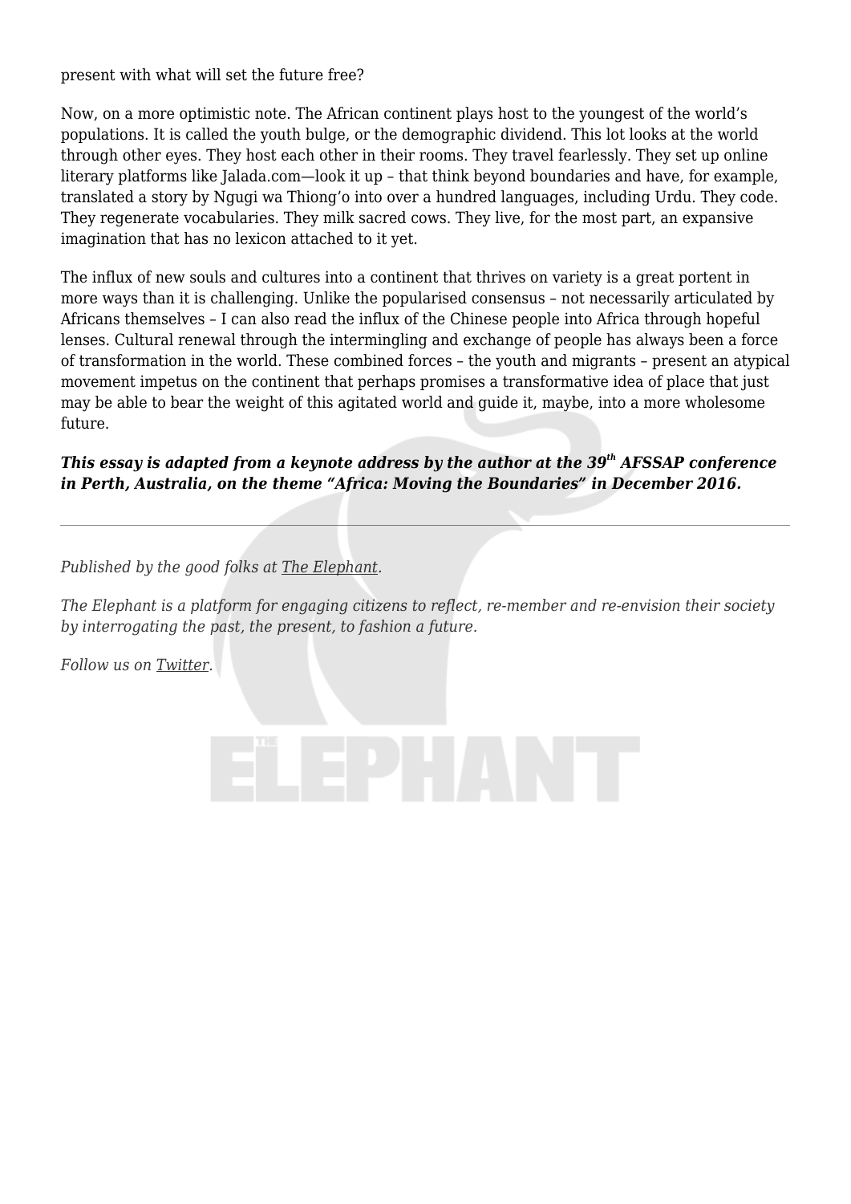present with what will set the future free?

Now, on a more optimistic note. The African continent plays host to the youngest of the world's populations. It is called the youth bulge, or the demographic dividend. This lot looks at the world through other eyes. They host each other in their rooms. They travel fearlessly. They set up online literary platforms like Jalada.com—look it up – that think beyond boundaries and have, for example, translated a story by Ngugi wa Thiong'o into over a hundred languages, including Urdu. They code. They regenerate vocabularies. They milk sacred cows. They live, for the most part, an expansive imagination that has no lexicon attached to it yet.

The influx of new souls and cultures into a continent that thrives on variety is a great portent in more ways than it is challenging. Unlike the popularised consensus – not necessarily articulated by Africans themselves – I can also read the influx of the Chinese people into Africa through hopeful lenses. Cultural renewal through the intermingling and exchange of people has always been a force of transformation in the world. These combined forces – the youth and migrants – present an atypical movement impetus on the continent that perhaps promises a transformative idea of place that just may be able to bear the weight of this agitated world and guide it, maybe, into a more wholesome future.

***This essay is adapted from a keynote address by the author at the 39th AFSSAP conference in Perth, Australia, on the theme "Africa: Moving the Boundaries" in December 2016.***

---

*Published by the good folks at The Elephant.*

*The Elephant is a platform for engaging citizens to reflect, re-member and re-envision their society by interrogating the past, the present, to fashion a future.*

*Follow us on Twitter.*